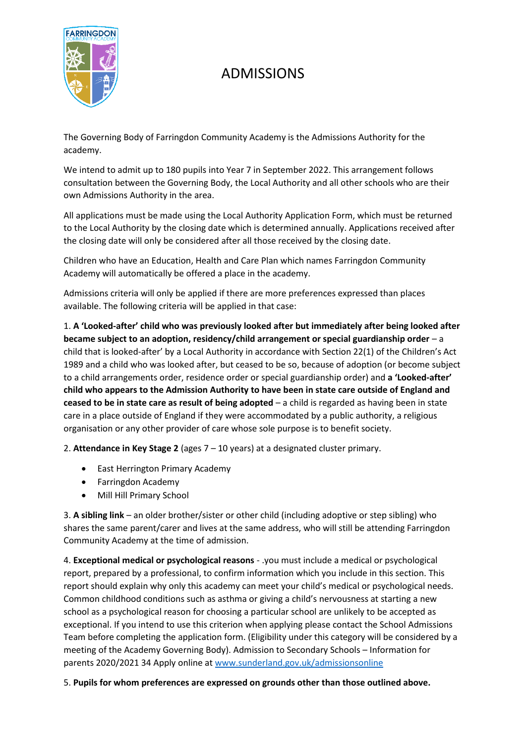# ADMISSIONS

The Governing Body of Farringdon Community Academy is the Admissions Authority for the academy.

We intend to admit up to 180 pupils into Year 7 in September 2022. This arrangement follows consultation between the Governing Body, the Local Authority and all other schools who are their own Admissions Authority in the area.

All applications must be made using the Local Authority Application Form, which must be returned to the Local Authority by the closing date which is determined annually. Applications received after the closing date will only be considered after all those received by the closing date.

Children who have an Education, Health and Care Plan which names Farringdon Community Academy will automatically be offered a place in the academy.

Admissions criteria will only be applied if there are more preferences expressed than places available. The following criteria will be applied in that case:

1. **A 'Looked-after' child who was previously looked after but immediately after being looked after became subject to an adoption, residency/child arrangement or special guardianship order** – a child that is looked-after' by a Local Authority in accordance with Section 22(1) of the Children's Act 1989 and a child who was looked after, but ceased to be so, because of adoption (or become subject to a child arrangements order, residence order or special guardianship order) and **a 'Looked-after' child who appears to the Admission Authority to have been in state care outside of England and ceased to be in state care as result of being adopted** – a child is regarded as having been in state care in a place outside of England if they were accommodated by a public authority, a religious organisation or any other provider of care whose sole purpose is to benefit society.

2. **Attendance in Key Stage 2** (ages 7 – 10 years) at a designated cluster primary.

- East Herrington Primary Academy
- Farringdon Academy
- Mill Hill Primary School

3. **A sibling link** – an older brother/sister or other child (including adoptive or step sibling) who shares the same parent/carer and lives at the same address, who will still be attending Farringdon Community Academy at the time of admission.

4. **Exceptional medical or psychological reasons** - .you must include a medical or psychological report, prepared by a professional, to confirm information which you include in this section. This report should explain why only this academy can meet your child's medical or psychological needs. Common childhood conditions such as asthma or giving a child's nervousness at starting a new school as a psychological reason for choosing a particular school are unlikely to be accepted as exceptional. If you intend to use this criterion when applying please contact the School Admissions Team before completing the application form. (Eligibility under this category will be considered by a meeting of the Academy Governing Body). Admission to Secondary Schools – Information for parents 2020/2021 34 Apply online at [www.sunderland.gov.uk/admissionsonline](http://www.sunderland.gov.uk/admissionsonline)

5. **Pupils for whom preferences are expressed on grounds other than those outlined above.**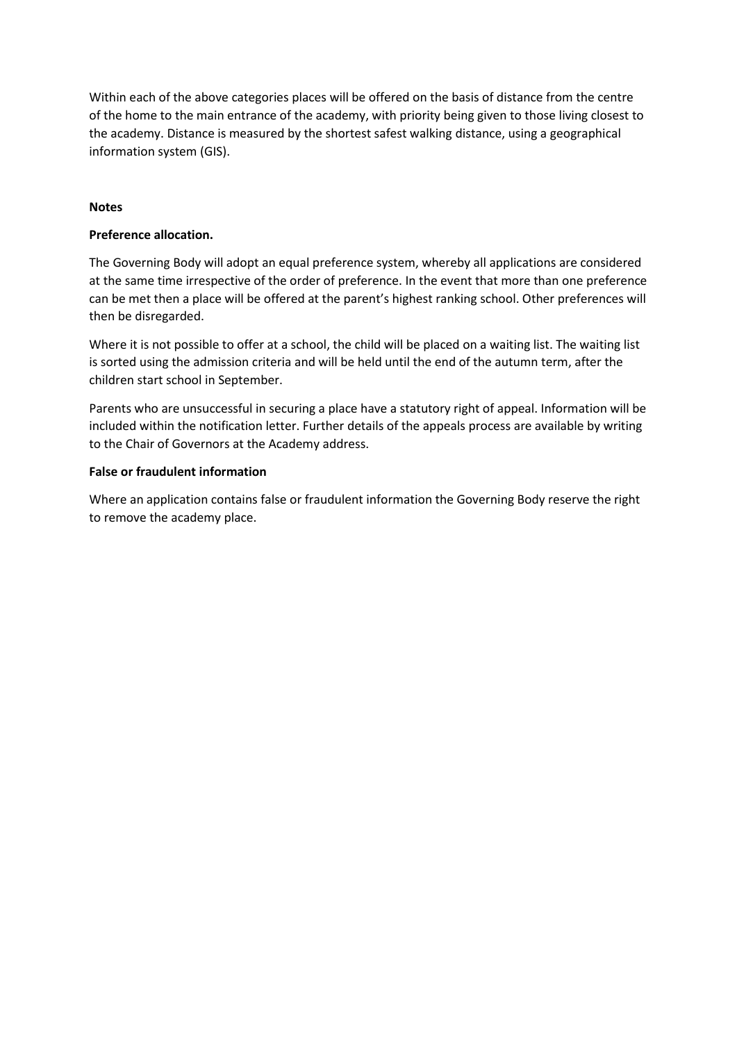Within each of the above categories places will be offered on the basis of distance from the centre of the home to the main entrance of the academy, with priority being given to those living closest to the academy. Distance is measured by the shortest safest walking distance, using a geographical information system (GIS).

**Notes**

**Preference allocation.**

The Governing Body will adopt an equal preference system, whereby all applications are considered at the same time irrespective of the order of preference. In the event that more than one preference can be met then a place will be offered at the parent's highest ranking school. Other preferences will then be disregarded.

Where it is not possible to offer at a school, the child will be placed on a waiting list. The waiting list is sorted using the admission criteria and will be held until the end of the autumn term, after the children start school in September.

Parents who are unsuccessful in securing a place have a statutory right of appeal. Information will be included within the notification letter. Further details of the appeals process are available by writing to the Chair of Governors at the Academy address.

**False or fraudulent information**

Where an application contains false or fraudulent information the Governing Body reserve the right to remove the academy place.